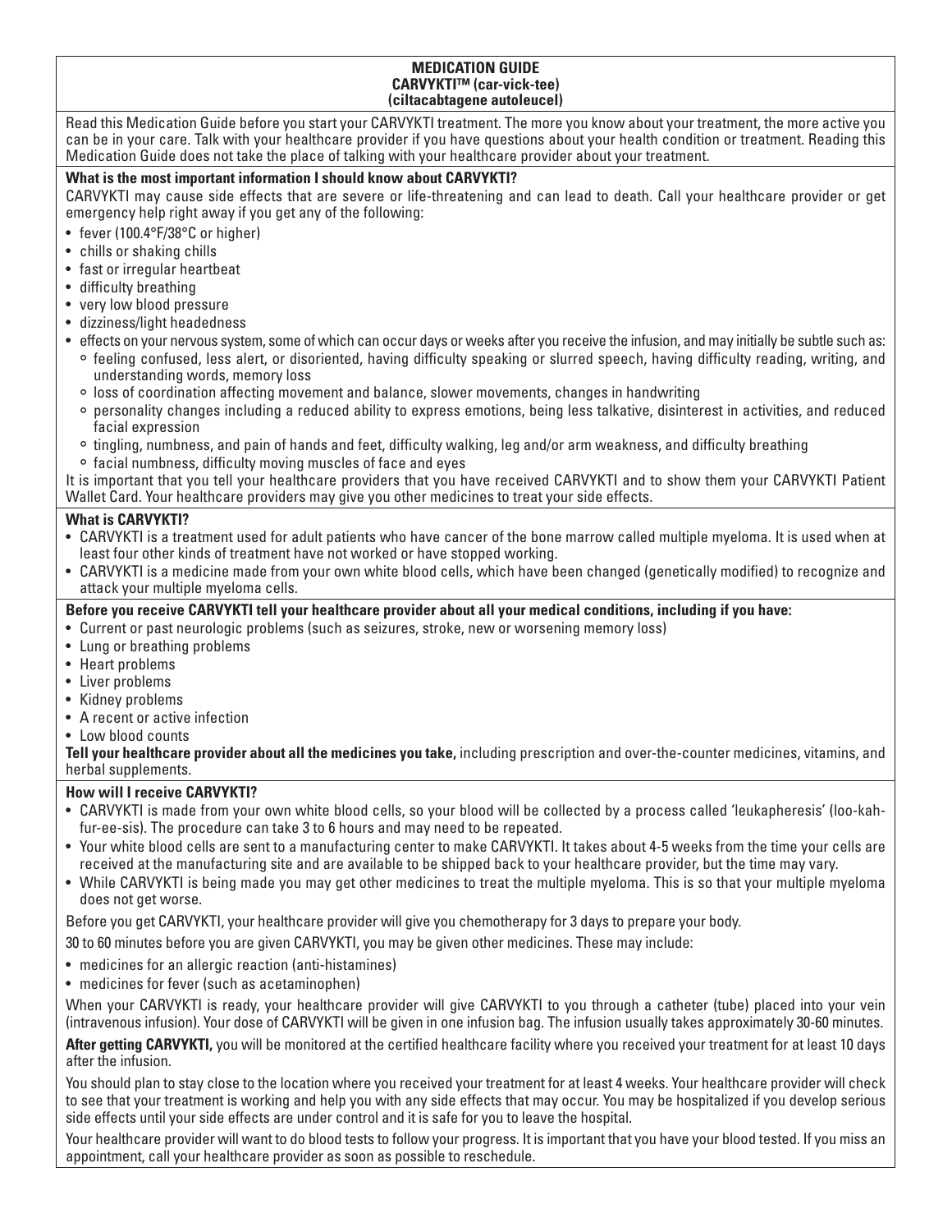# MEDICATION GUIDE
## CARVYKTI™ (car-vick-tee)
## (ciltacabtagene autoleucel)

Read this Medication Guide before you start your CARVYKTI treatment. The more you know about your treatment, the more active you can be in your care. Talk with your healthcare provider if you have questions about your health condition or treatment. Reading this Medication Guide does not take the place of talking with your healthcare provider about your treatment.

**What is the most important information I should know about CARVYKTI?**

CARVYKTI may cause side effects that are severe or life-threatening and can lead to death. Call your healthcare provider or get emergency help right away if you get any of the following:

- fever (100.4°F/38°C or higher)
- chills or shaking chills
- fast or irregular heartbeat
- difficulty breathing
- very low blood pressure
- dizziness/light headedness
- effects on your nervous system, some of which can occur days or weeks after you receive the infusion, and may initially be subtle such as:
  - feeling confused, less alert, or disoriented, having difficulty speaking or slurred speech, having difficulty reading, writing, and understanding words, memory loss
  - loss of coordination affecting movement and balance, slower movements, changes in handwriting
  - personality changes including a reduced ability to express emotions, being less talkative, disinterest in activities, and reduced facial expression
  - tingling, numbness, and pain of hands and feet, difficulty walking, leg and/or arm weakness, and difficulty breathing
  - facial numbness, difficulty moving muscles of face and eyes

It is important that you tell your healthcare providers that you have received CARVYKTI and to show them your CARVYKTI Patient Wallet Card. Your healthcare providers may give you other medicines to treat your side effects.

**What is CARVYKTI?**

- CARVYKTI is a treatment used for adult patients who have cancer of the bone marrow called multiple myeloma. It is used when at least four other kinds of treatment have not worked or have stopped working.
- CARVYKTI is a medicine made from your own white blood cells, which have been changed (genetically modified) to recognize and attack your multiple myeloma cells.

**Before you receive CARVYKTI tell your healthcare provider about all your medical conditions, including if you have:**

- Current or past neurologic problems (such as seizures, stroke, new or worsening memory loss)
- Lung or breathing problems
- Heart problems
- Liver problems
- Kidney problems
- A recent or active infection
- Low blood counts

**Tell your healthcare provider about all the medicines you take,** including prescription and over-the-counter medicines, vitamins, and herbal supplements.

**How will I receive CARVYKTI?**

- CARVYKTI is made from your own white blood cells, so your blood will be collected by a process called 'leukapheresis' (loo-kah-fur-ee-sis). The procedure can take 3 to 6 hours and may need to be repeated.
- Your white blood cells are sent to a manufacturing center to make CARVYKTI. It takes about 4-5 weeks from the time your cells are received at the manufacturing site and are available to be shipped back to your healthcare provider, but the time may vary.
- While CARVYKTI is being made you may get other medicines to treat the multiple myeloma. This is so that your multiple myeloma does not get worse.

Before you get CARVYKTI, your healthcare provider will give you chemotherapy for 3 days to prepare your body.

30 to 60 minutes before you are given CARVYKTI, you may be given other medicines. These may include:

- medicines for an allergic reaction (anti-histamines)
- medicines for fever (such as acetaminophen)

When your CARVYKTI is ready, your healthcare provider will give CARVYKTI to you through a catheter (tube) placed into your vein (intravenous infusion). Your dose of CARVYKTI will be given in one infusion bag. The infusion usually takes approximately 30-60 minutes.

**After getting CARVYKTI,** you will be monitored at the certified healthcare facility where you received your treatment for at least 10 days after the infusion.

You should plan to stay close to the location where you received your treatment for at least 4 weeks. Your healthcare provider will check to see that your treatment is working and help you with any side effects that may occur. You may be hospitalized if you develop serious side effects until your side effects are under control and it is safe for you to leave the hospital.

Your healthcare provider will want to do blood tests to follow your progress. It is important that you have your blood tested. If you miss an appointment, call your healthcare provider as soon as possible to reschedule.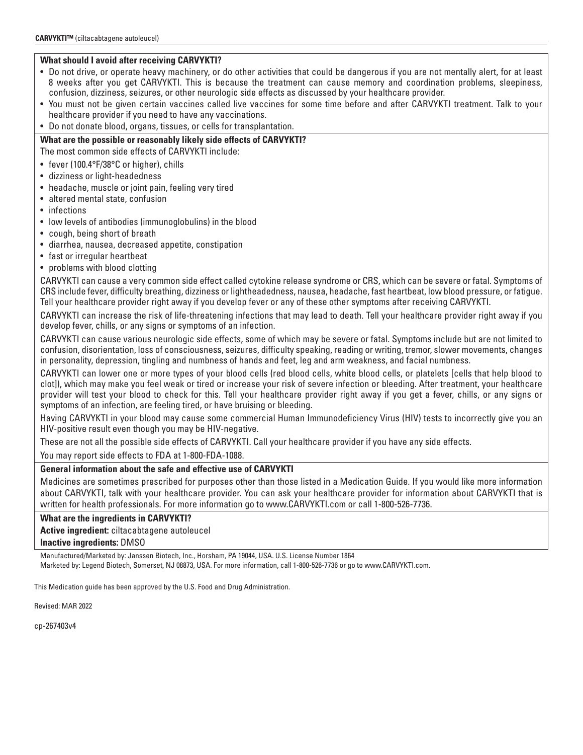**What should I avoid after receiving CARVYKTI?**

- Do not drive, or operate heavy machinery, or do other activities that could be dangerous if you are not mentally alert, for at least 8 weeks after you get CARVYKTI. This is because the treatment can cause memory and coordination problems, sleepiness, confusion, dizziness, seizures, or other neurologic side effects as discussed by your healthcare provider.
- You must not be given certain vaccines called live vaccines for some time before and after CARVYKTI treatment. Talk to your healthcare provider if you need to have any vaccinations.
- Do not donate blood, organs, tissues, or cells for transplantation.

**What are the possible or reasonably likely side effects of CARVYKTI?**

The most common side effects of CARVYKTI include:

- fever (100.4°F/38°C or higher), chills
- dizziness or light-headedness
- headache, muscle or joint pain, feeling very tired
- altered mental state, confusion
- infections
- low levels of antibodies (immunoglobulins) in the blood
- cough, being short of breath
- diarrhea, nausea, decreased appetite, constipation
- fast or irregular heartbeat
- problems with blood clotting

CARVYKTI can cause a very common side effect called cytokine release syndrome or CRS, which can be severe or fatal. Symptoms of CRS include fever, difficulty breathing, dizziness or lightheadedness, nausea, headache, fast heartbeat, low blood pressure, or fatigue. Tell your healthcare provider right away if you develop fever or any of these other symptoms after receiving CARVYKTI.

CARVYKTI can increase the risk of life-threatening infections that may lead to death. Tell your healthcare provider right away if you develop fever, chills, or any signs or symptoms of an infection.

CARVYKTI can cause various neurologic side effects, some of which may be severe or fatal. Symptoms include but are not limited to confusion, disorientation, loss of consciousness, seizures, difficulty speaking, reading or writing, tremor, slower movements, changes in personality, depression, tingling and numbness of hands and feet, leg and arm weakness, and facial numbness.

CARVYKTI can lower one or more types of your blood cells (red blood cells, white blood cells, or platelets [cells that help blood to clot]), which may make you feel weak or tired or increase your risk of severe infection or bleeding. After treatment, your healthcare provider will test your blood to check for this. Tell your healthcare provider right away if you get a fever, chills, or any signs or symptoms of an infection, are feeling tired, or have bruising or bleeding.

Having CARVYKTI in your blood may cause some commercial Human Immunodeficiency Virus (HIV) tests to incorrectly give you an HIV-positive result even though you may be HIV-negative.

These are not all the possible side effects of CARVYKTI. Call your healthcare provider if you have any side effects.

You may report side effects to FDA at 1-800-FDA-1088.

**General information about the safe and effective use of CARVYKTI**

Medicines are sometimes prescribed for purposes other than those listed in a Medication Guide. If you would like more information about CARVYKTI, talk with your healthcare provider. You can ask your healthcare provider for information about CARVYKTI that is written for health professionals. For more information go to www.CARVYKTI.com or call 1-800-526-7736.

**What are the ingredients in CARVYKTI?**

**Active ingredient:** ciltacabtagene autoleucel

**Inactive ingredients:** DMSO

Manufactured/Marketed by: Janssen Biotech, Inc., Horsham, PA 19044, USA. U.S. License Number 1864

Marketed by: Legend Biotech, Somerset, NJ 08873, USA. For more information, call 1-800-526-7736 or go to www.CARVYKTI.com.

This Medication guide has been approved by the U.S. Food and Drug Administration.

Revised: MAR 2022

cp-267403v4